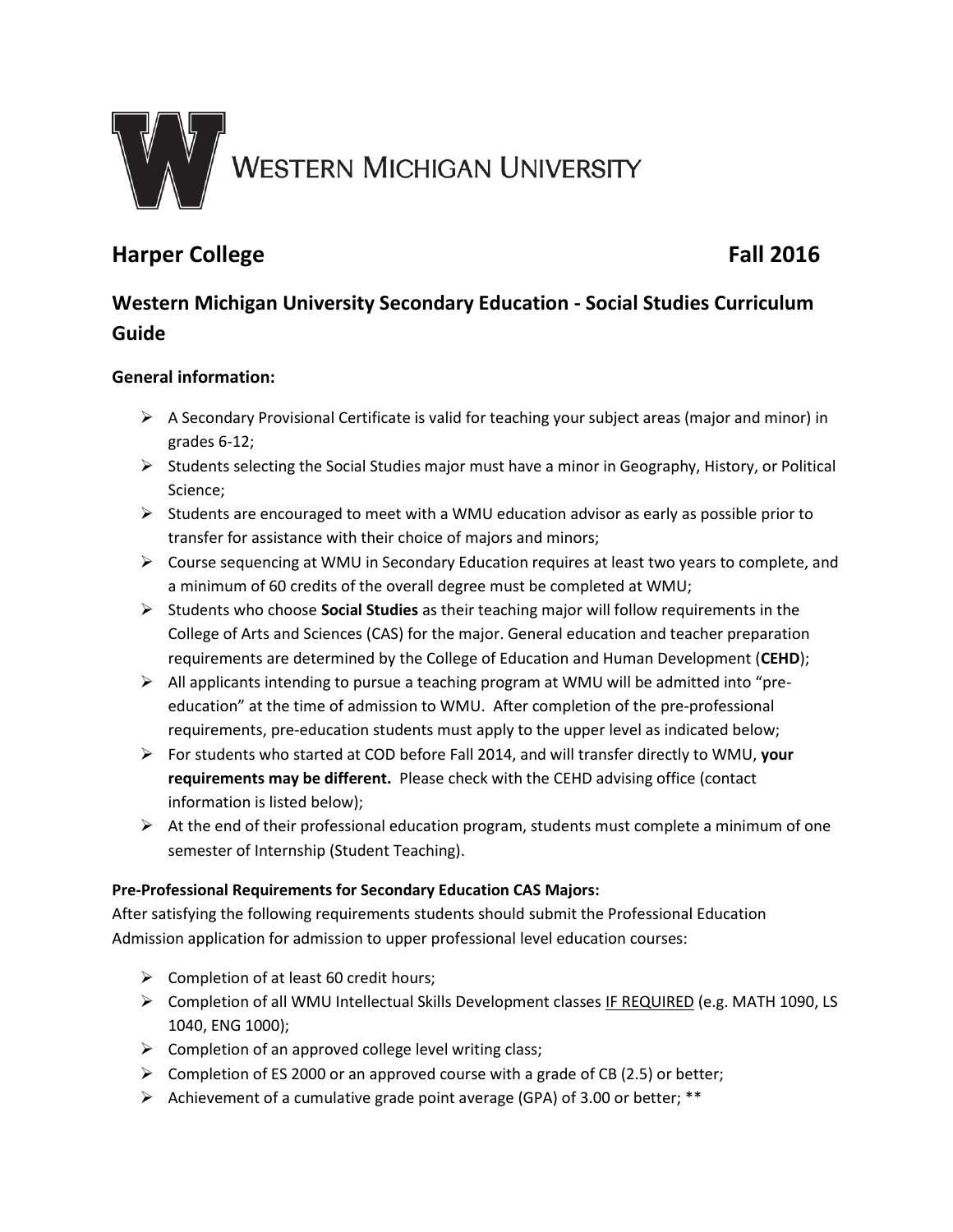WESTERN MICHIGAN UNIVERSITY

## Harper College Fall 2016

## Western Michigan University Secondary Education - Social Studies Curriculum Guide

### General information:

- A Secondary Provisional Certificate is valid for teaching your subject areas (major and minor) in grades 6-12;
- Students selecting the Social Studies major must have a minor in Geography, History, or Political Science;
- Students are encouraged to meet with a WMU education advisor as early as possible prior to transfer for assistance with their choice of majors and minors;
- Course sequencing at WMU in Secondary Education requires at least two years to complete, and a minimum of 60 credits of the overall degree must be completed at WMU;
- Students who choose **Social Studies** as their teaching major will follow requirements in the College of Arts and Sciences (CAS) for the major. General education and teacher preparation requirements are determined by the College of Education and Human Development (**CEHD**);
- All applicants intending to pursue a teaching program at WMU will be admitted into "pre-education" at the time of admission to WMU. After completion of the pre-professional requirements, pre-education students must apply to the upper level as indicated below;
- For students who started at COD before Fall 2014, and will transfer directly to WMU, **your requirements may be different.** Please check with the CEHD advising office (contact information is listed below);
- At the end of their professional education program, students must complete a minimum of one semester of Internship (Student Teaching).

**Pre-Professional Requirements for Secondary Education CAS Majors:**

After satisfying the following requirements students should submit the Professional Education Admission application for admission to upper professional level education courses:

- Completion of at least 60 credit hours;
- Completion of all WMU Intellectual Skills Development classes <u>IF REQUIRED</u> (e.g. MATH 1090, LS 1040, ENG 1000);
- Completion of an approved college level writing class;
- Completion of ES 2000 or an approved course with a grade of CB (2.5) or better;
- Achievement of a cumulative grade point average (GPA) of 3.00 or better; **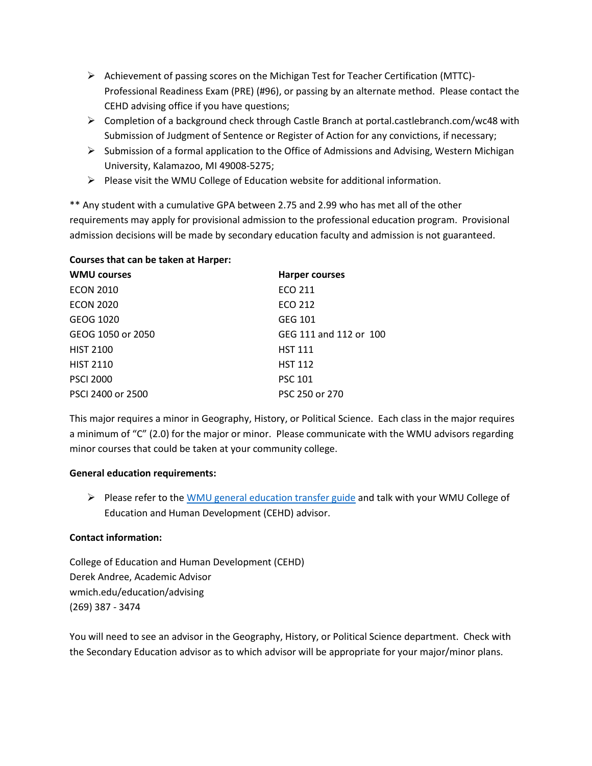- Achievement of passing scores on the Michigan Test for Teacher Certification (MTTC)-Professional Readiness Exam (PRE) (#96), or passing by an alternate method. Please contact the CEHD advising office if you have questions;
- Completion of a background check through Castle Branch at portal.castlebranch.com/wc48 with Submission of Judgment of Sentence or Register of Action for any convictions, if necessary;
- Submission of a formal application to the Office of Admissions and Advising, Western Michigan University, Kalamazoo, MI 49008-5275;
- Please visit the WMU College of Education website for additional information.

** Any student with a cumulative GPA between 2.75 and 2.99 who has met all of the other requirements may apply for provisional admission to the professional education program. Provisional admission decisions will be made by secondary education faculty and admission is not guaranteed.

**Courses that can be taken at Harper:**

| WMU courses | Harper courses |
|---|---|
| ECON 2010 | ECO 211 |
| ECON 2020 | ECO 212 |
| GEOG 1020 | GEG 101 |
| GEOG 1050 or 2050 | GEG 111 and 112 or 100 |
| HIST 2100 | HST 111 |
| HIST 2110 | HST 112 |
| PSCI 2000 | PSC 101 |
| PSCI 2400 or 2500 | PSC 250 or 270 |

This major requires a minor in Geography, History, or Political Science. Each class in the major requires a minimum of "C" (2.0) for the major or minor. Please communicate with the WMU advisors regarding minor courses that could be taken at your community college.

**General education requirements:**

- Please refer to the WMU general education transfer guide and talk with your WMU College of Education and Human Development (CEHD) advisor.

**Contact information:**

College of Education and Human Development (CEHD)
Derek Andree, Academic Advisor
wmich.edu/education/advising
(269) 387 - 3474

You will need to see an advisor in the Geography, History, or Political Science department. Check with the Secondary Education advisor as to which advisor will be appropriate for your major/minor plans.